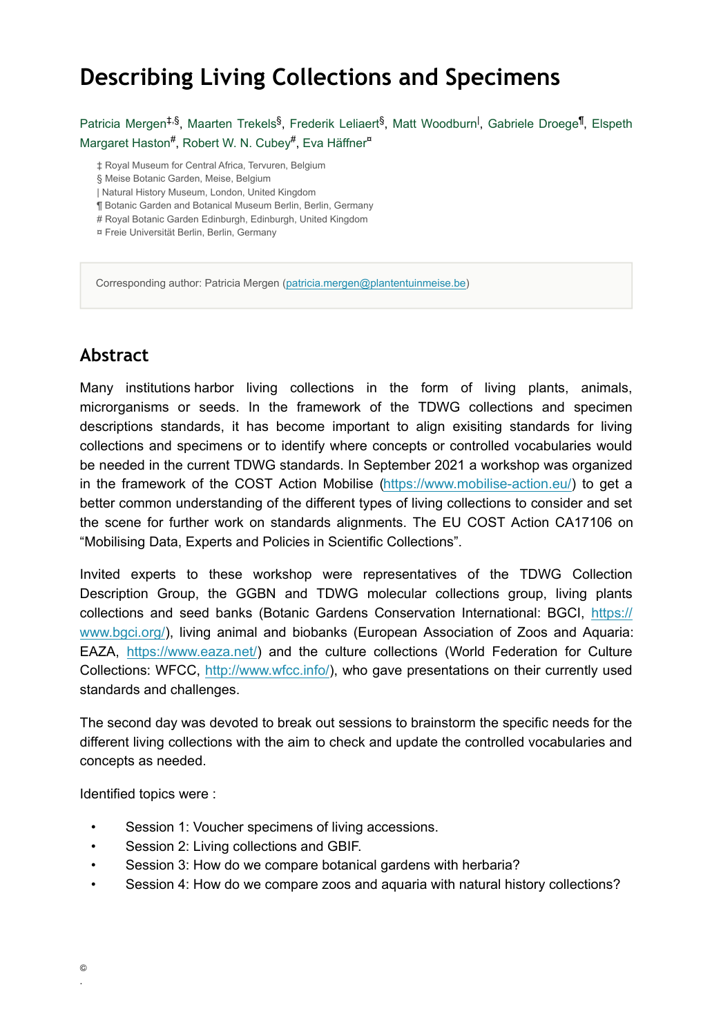# Describing Living Collections and Specimens

Patricia Mergen[‡,§], Maarten Trekels[§], Frederik Leliaert[§], Matt Woodburn[|], Gabriele Droege[¶], Elspeth Margaret Haston[#], Robert W. N. Cubey[#], Eva Häffner[¤]

‡ Royal Museum for Central Africa, Tervuren, Belgium
§ Meise Botanic Garden, Meise, Belgium
| Natural History Museum, London, United Kingdom
¶ Botanic Garden and Botanical Museum Berlin, Berlin, Germany
# Royal Botanic Garden Edinburgh, Edinburgh, United Kingdom
¤ Freie Universität Berlin, Berlin, Germany

Corresponding author: Patricia Mergen (patricia.mergen@plantentuinmeise.be)

## Abstract

Many institutions harbor living collections in the form of living plants, animals, microrganisms or seeds. In the framework of the TDWG collections and specimen descriptions standards, it has become important to align exisiting standards for living collections and specimens or to identify where concepts or controlled vocabularies would be needed in the current TDWG standards. In September 2021 a workshop was organized in the framework of the COST Action Mobilise (https://www.mobilise-action.eu/) to get a better common understanding of the different types of living collections to consider and set the scene for further work on standards alignments. The EU COST Action CA17106 on "Mobilising Data, Experts and Policies in Scientific Collections".

Invited experts to these workshop were representatives of the TDWG Collection Description Group, the GGBN and TDWG molecular collections group, living plants collections and seed banks (Botanic Gardens Conservation International: BGCI, https://www.bgci.org/), living animal and biobanks (European Association of Zoos and Aquaria: EAZA, https://www.eaza.net/) and the culture collections (World Federation for Culture Collections: WFCC, http://www.wfcc.info/), who gave presentations on their currently used standards and challenges.

The second day was devoted to break out sessions to brainstorm the specific needs for the different living collections with the aim to check and update the controlled vocabularies and concepts as needed.

Identified topics were :

- Session 1: Voucher specimens of living accessions.
- Session 2: Living collections and GBIF.
- Session 3: How do we compare botanical gardens with herbaria?
- Session 4: How do we compare zoos and aquaria with natural history collections?

©
.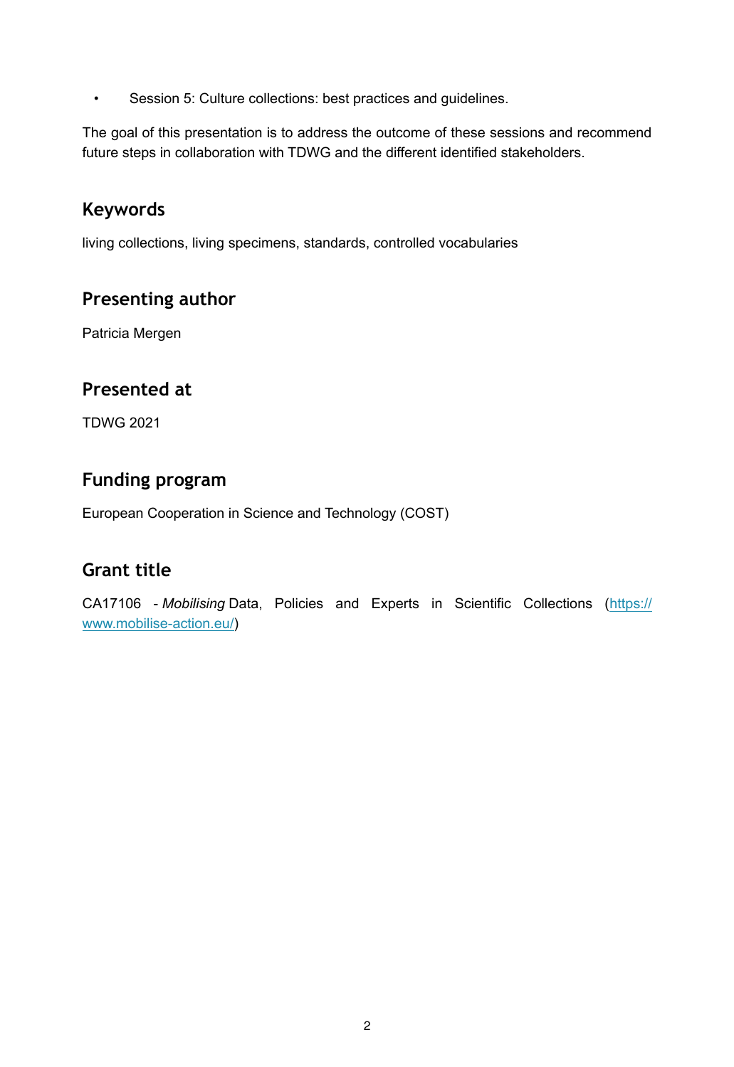- Session 5: Culture collections: best practices and guidelines.

The goal of this presentation is to address the outcome of these sessions and recommend future steps in collaboration with TDWG and the different identified stakeholders.

## Keywords

living collections, living specimens, standards, controlled vocabularies

## Presenting author

Patricia Mergen

## Presented at

TDWG 2021

## Funding program

European Cooperation in Science and Technology (COST)

## Grant title

CA17106 - *Mobilising* Data, Policies and Experts in Scientific Collections ([https://www.mobilise-action.eu/](https://www.mobilise-action.eu/))